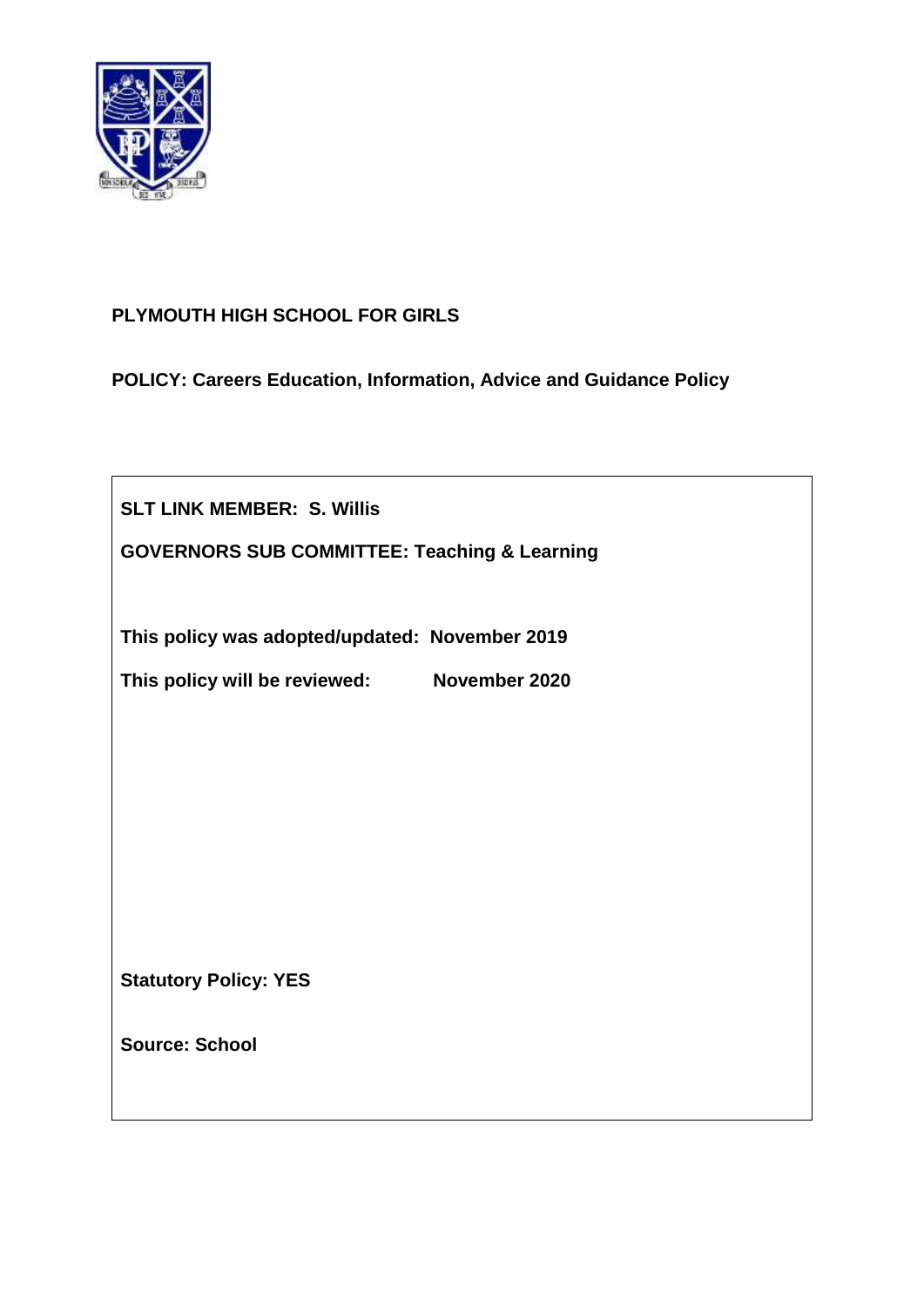**PLYMOUTH HIGH SCHOOL FOR GIRLS**

**POLICY: Careers Education, Information, Advice and Guidance Policy**

**SLT LINK MEMBER: S. Willis**

**GOVERNORS SUB COMMITTEE: Teaching & Learning**

**This policy was adopted/updated: November 2019**

**This policy will be reviewed: November 2020**

**Statutory Policy: YES**

**Source: School**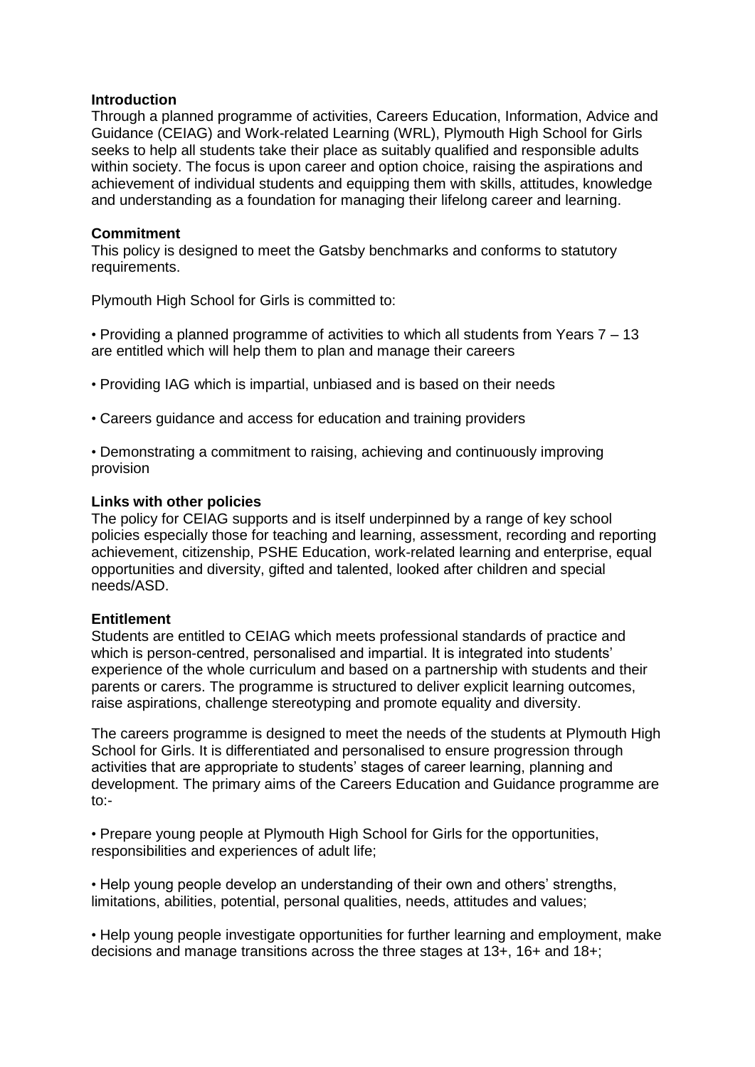## Introduction

Through a planned programme of activities, Careers Education, Information, Advice and Guidance (CEIAG) and Work-related Learning (WRL), Plymouth High School for Girls seeks to help all students take their place as suitably qualified and responsible adults within society. The focus is upon career and option choice, raising the aspirations and achievement of individual students and equipping them with skills, attitudes, knowledge and understanding as a foundation for managing their lifelong career and learning.

## Commitment

This policy is designed to meet the Gatsby benchmarks and conforms to statutory requirements.

Plymouth High School for Girls is committed to:

- Providing a planned programme of activities to which all students from Years 7 – 13 are entitled which will help them to plan and manage their careers
- Providing IAG which is impartial, unbiased and is based on their needs
- Careers guidance and access for education and training providers
- Demonstrating a commitment to raising, achieving and continuously improving provision

## Links with other policies

The policy for CEIAG supports and is itself underpinned by a range of key school policies especially those for teaching and learning, assessment, recording and reporting achievement, citizenship, PSHE Education, work-related learning and enterprise, equal opportunities and diversity, gifted and talented, looked after children and special needs/ASD.

## Entitlement

Students are entitled to CEIAG which meets professional standards of practice and which is person-centred, personalised and impartial. It is integrated into students' experience of the whole curriculum and based on a partnership with students and their parents or carers. The programme is structured to deliver explicit learning outcomes, raise aspirations, challenge stereotyping and promote equality and diversity.

The careers programme is designed to meet the needs of the students at Plymouth High School for Girls. It is differentiated and personalised to ensure progression through activities that are appropriate to students' stages of career learning, planning and development. The primary aims of the Careers Education and Guidance programme are to:-

- Prepare young people at Plymouth High School for Girls for the opportunities, responsibilities and experiences of adult life;
- Help young people develop an understanding of their own and others' strengths, limitations, abilities, potential, personal qualities, needs, attitudes and values;
- Help young people investigate opportunities for further learning and employment, make decisions and manage transitions across the three stages at 13+, 16+ and 18+;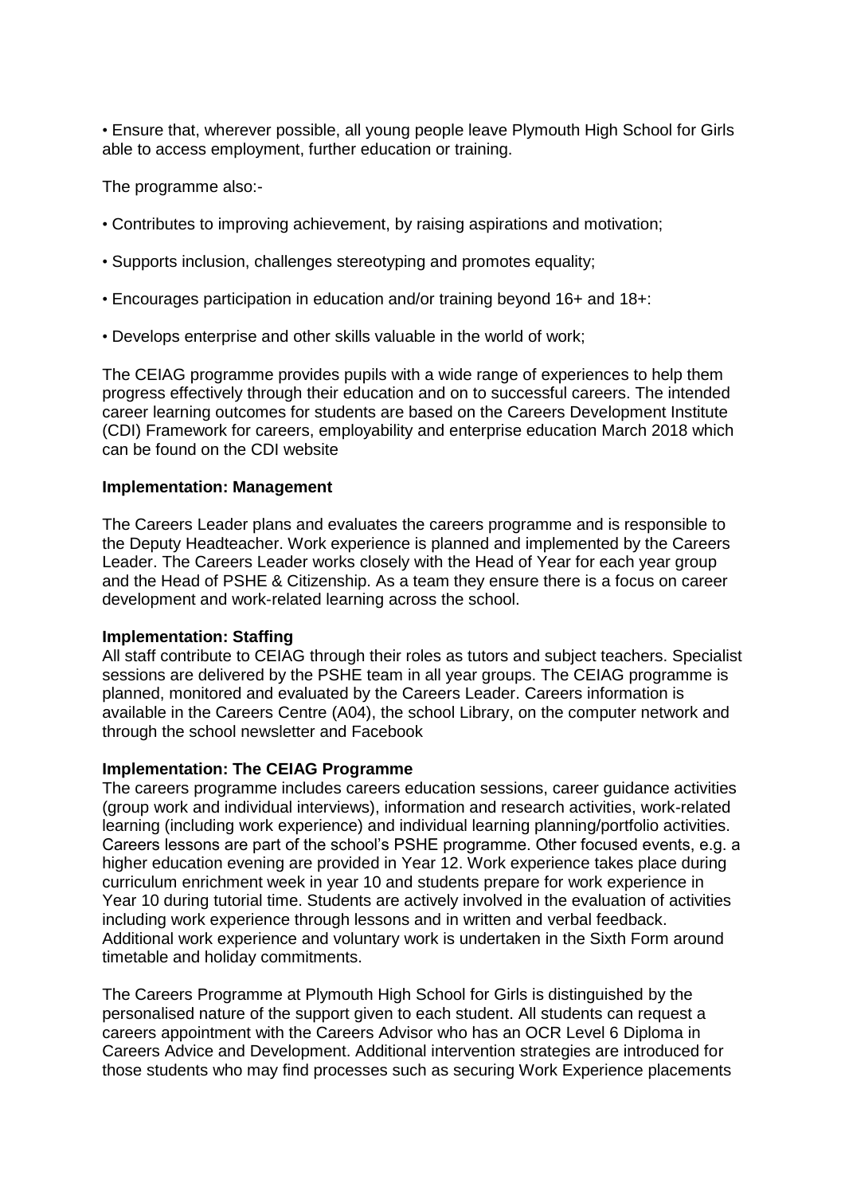• Ensure that, wherever possible, all young people leave Plymouth High School for Girls able to access employment, further education or training.

The programme also:-

• Contributes to improving achievement, by raising aspirations and motivation;

• Supports inclusion, challenges stereotyping and promotes equality;

• Encourages participation in education and/or training beyond 16+ and 18+:

• Develops enterprise and other skills valuable in the world of work;

The CEIAG programme provides pupils with a wide range of experiences to help them progress effectively through their education and on to successful careers. The intended career learning outcomes for students are based on the Careers Development Institute (CDI) Framework for careers, employability and enterprise education March 2018 which can be found on the CDI website

**Implementation: Management**

The Careers Leader plans and evaluates the careers programme and is responsible to the Deputy Headteacher. Work experience is planned and implemented by the Careers Leader. The Careers Leader works closely with the Head of Year for each year group and the Head of PSHE & Citizenship. As a team they ensure there is a focus on career development and work-related learning across the school.

**Implementation: Staffing**

All staff contribute to CEIAG through their roles as tutors and subject teachers. Specialist sessions are delivered by the PSHE team in all year groups. The CEIAG programme is planned, monitored and evaluated by the Careers Leader. Careers information is available in the Careers Centre (A04), the school Library, on the computer network and through the school newsletter and Facebook

**Implementation: The CEIAG Programme**

The careers programme includes careers education sessions, career guidance activities (group work and individual interviews), information and research activities, work-related learning (including work experience) and individual learning planning/portfolio activities. Careers lessons are part of the school's PSHE programme. Other focused events, e.g. a higher education evening are provided in Year 12. Work experience takes place during curriculum enrichment week in year 10 and students prepare for work experience in Year 10 during tutorial time. Students are actively involved in the evaluation of activities including work experience through lessons and in written and verbal feedback. Additional work experience and voluntary work is undertaken in the Sixth Form around timetable and holiday commitments.

The Careers Programme at Plymouth High School for Girls is distinguished by the personalised nature of the support given to each student. All students can request a careers appointment with the Careers Advisor who has an OCR Level 6 Diploma in Careers Advice and Development. Additional intervention strategies are introduced for those students who may find processes such as securing Work Experience placements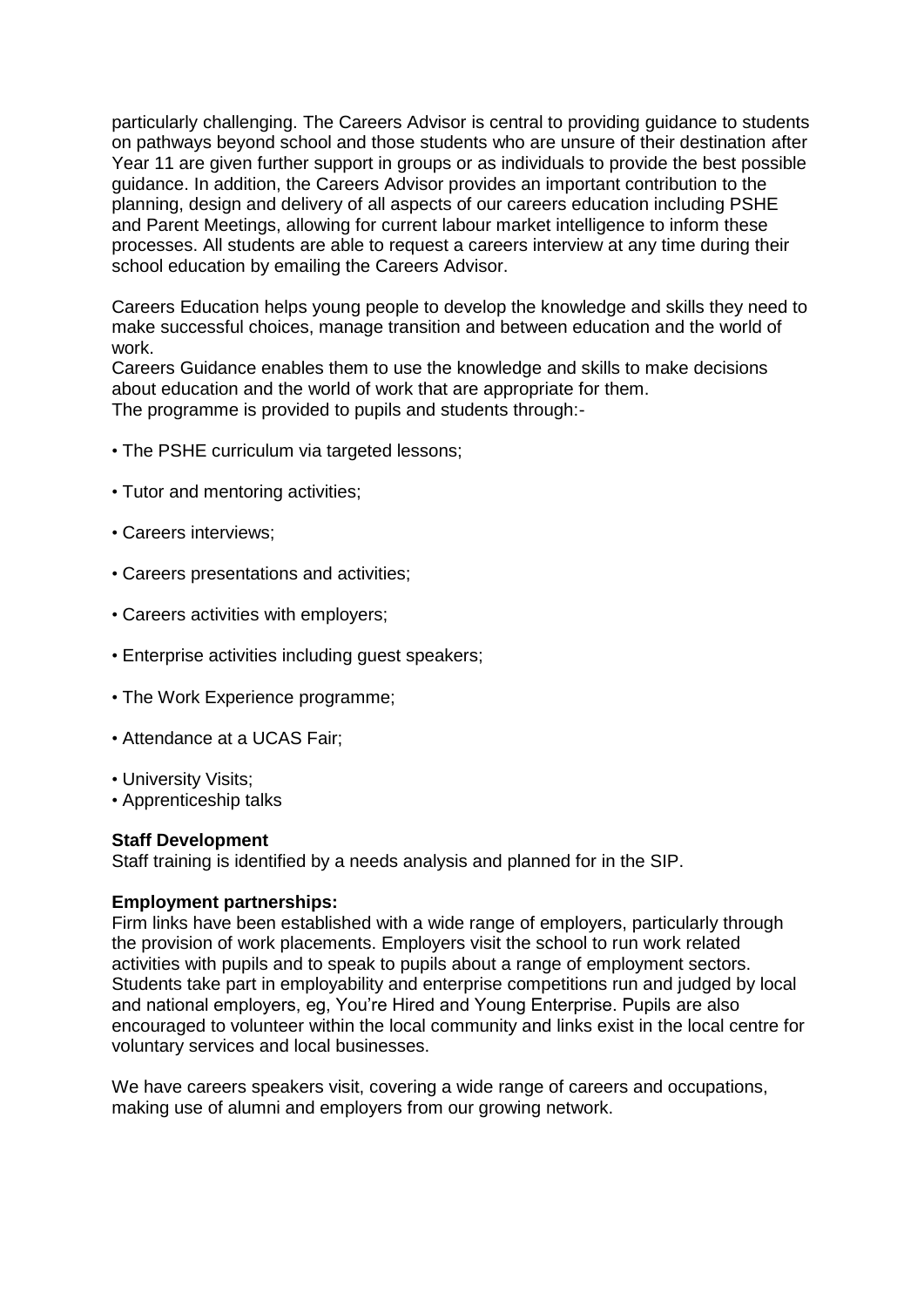particularly challenging. The Careers Advisor is central to providing guidance to students on pathways beyond school and those students who are unsure of their destination after Year 11 are given further support in groups or as individuals to provide the best possible guidance. In addition, the Careers Advisor provides an important contribution to the planning, design and delivery of all aspects of our careers education including PSHE and Parent Meetings, allowing for current labour market intelligence to inform these processes. All students are able to request a careers interview at any time during their school education by emailing the Careers Advisor.

Careers Education helps young people to develop the knowledge and skills they need to make successful choices, manage transition and between education and the world of work.
Careers Guidance enables them to use the knowledge and skills to make decisions about education and the world of work that are appropriate for them.
The programme is provided to pupils and students through:-

- The PSHE curriculum via targeted lessons;
- Tutor and mentoring activities;
- Careers interviews;
- Careers presentations and activities;
- Careers activities with employers;
- Enterprise activities including guest speakers;
- The Work Experience programme;
- Attendance at a UCAS Fair;
- University Visits;
- Apprenticeship talks

**Staff Development**
Staff training is identified by a needs analysis and planned for in the SIP.

**Employment partnerships:**
Firm links have been established with a wide range of employers, particularly through the provision of work placements. Employers visit the school to run work related activities with pupils and to speak to pupils about a range of employment sectors. Students take part in employability and enterprise competitions run and judged by local and national employers, eg, You're Hired and Young Enterprise. Pupils are also encouraged to volunteer within the local community and links exist in the local centre for voluntary services and local businesses.

We have careers speakers visit, covering a wide range of careers and occupations, making use of alumni and employers from our growing network.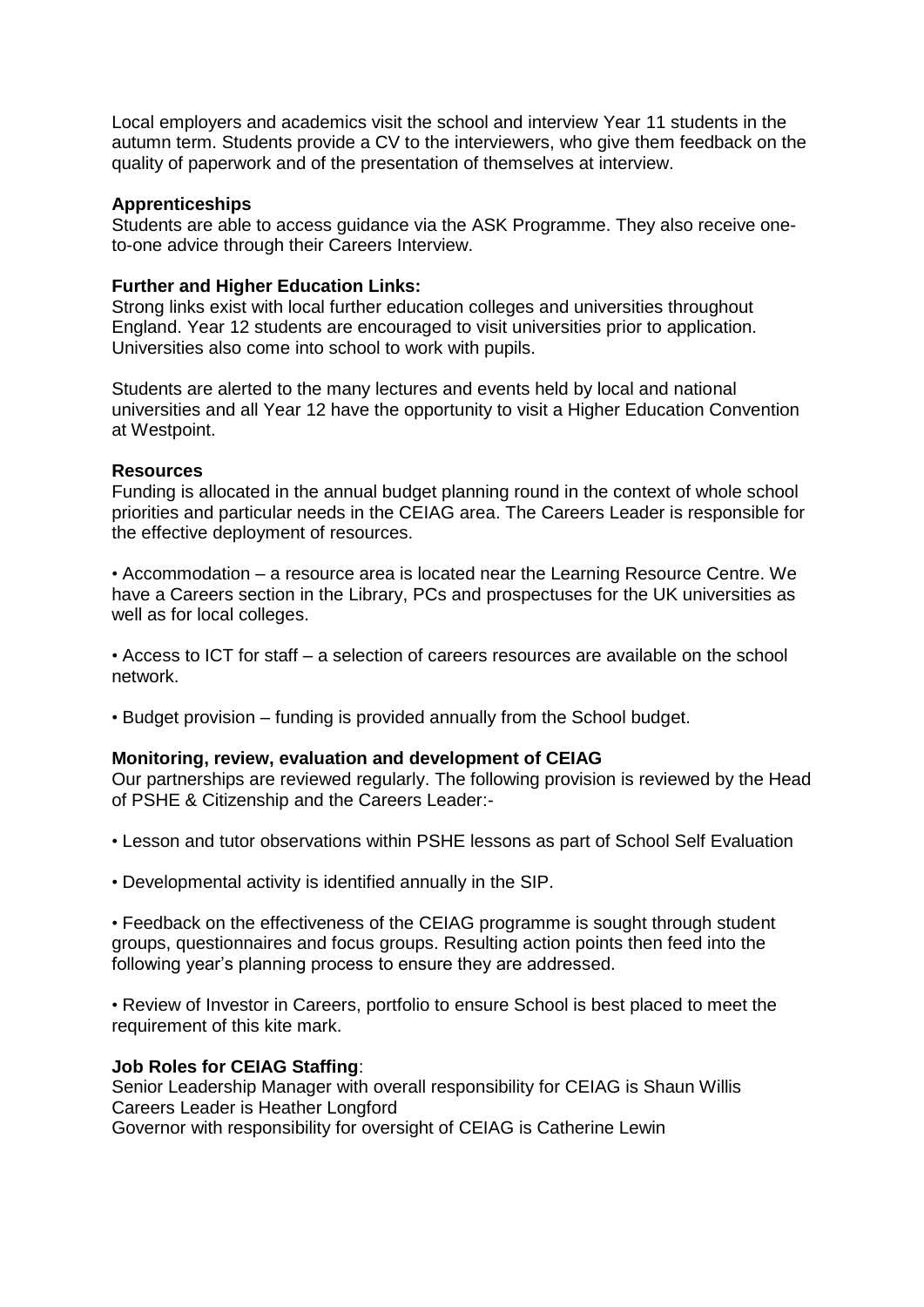Local employers and academics visit the school and interview Year 11 students in the autumn term. Students provide a CV to the interviewers, who give them feedback on the quality of paperwork and of the presentation of themselves at interview.

**Apprenticeships**
Students are able to access guidance via the ASK Programme. They also receive one-to-one advice through their Careers Interview.

**Further and Higher Education Links:**
Strong links exist with local further education colleges and universities throughout England. Year 12 students are encouraged to visit universities prior to application. Universities also come into school to work with pupils.

Students are alerted to the many lectures and events held by local and national universities and all Year 12 have the opportunity to visit a Higher Education Convention at Westpoint.

**Resources**
Funding is allocated in the annual budget planning round in the context of whole school priorities and particular needs in the CEIAG area. The Careers Leader is responsible for the effective deployment of resources.

• Accommodation – a resource area is located near the Learning Resource Centre. We have a Careers section in the Library, PCs and prospectuses for the UK universities as well as for local colleges.

• Access to ICT for staff – a selection of careers resources are available on the school network.

• Budget provision – funding is provided annually from the School budget.

**Monitoring, review, evaluation and development of CEIAG**
Our partnerships are reviewed regularly. The following provision is reviewed by the Head of PSHE & Citizenship and the Careers Leader:-

• Lesson and tutor observations within PSHE lessons as part of School Self Evaluation

• Developmental activity is identified annually in the SIP.

• Feedback on the effectiveness of the CEIAG programme is sought through student groups, questionnaires and focus groups. Resulting action points then feed into the following year's planning process to ensure they are addressed.

• Review of Investor in Careers, portfolio to ensure School is best placed to meet the requirement of this kite mark.

**Job Roles for CEIAG Staffing**:
Senior Leadership Manager with overall responsibility for CEIAG is Shaun Willis
Careers Leader is Heather Longford
Governor with responsibility for oversight of CEIAG is Catherine Lewin